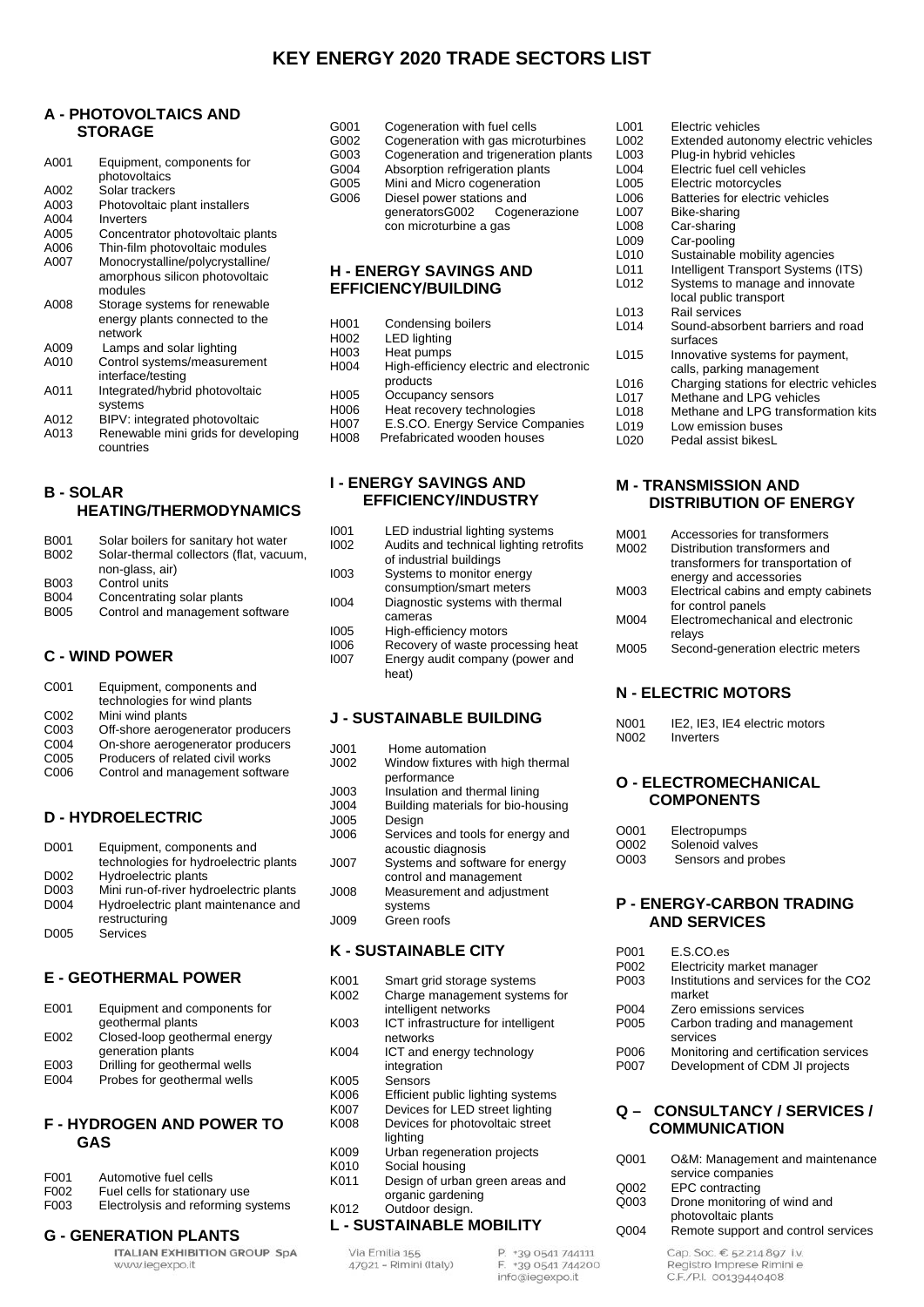# KEY ENERGY 2020 TRADE SECTORS LIST

## A - PHOTOVOLTAICS AND STORAGE

- A001 Equipment, components for photovoltaics
- A002 Solar trackers
- A003 Photovoltaic plant installers
- A004 Inverters
- A005 Concentrator photovoltaic plants
- A006 Thin-film photovoltaic modules
- A007 Monocrystalline/polycrystalline/ amorphous silicon photovoltaic modules
- A008 Storage systems for renewable energy plants connected to the network
- A009 Lamps and solar lighting
- A010 Control systems/measurement interface/testing
- A011 Integrated/hybrid photovoltaic systems
- A012 BIPV: integrated photovoltaic
- A013 Renewable mini grids for developing countries

## B - SOLAR HEATING/THERMODYNAMICS

- B001 Solar boilers for sanitary hot water
- B002 Solar-thermal collectors (flat, vacuum, non-glass, air)
- B003 Control units
- B004 Concentrating solar plants
- B005 Control and management software

## C - WIND POWER

- C001 Equipment, components and technologies for wind plants
- C002 Mini wind plants
- C003 Off-shore aerogenerator producers
- C004 On-shore aerogenerator producers
- C005 Producers of related civil works
- C006 Control and management software

## D - HYDROELECTRIC

- D001 Equipment, components and technologies for hydroelectric plants
- D002 Hydroelectric plants
- D003 Mini run-of-river hydroelectric plants
- D004 Hydroelectric plant maintenance and restructuring
- D005 Services

## E - GEOTHERMAL POWER

- E001 Equipment and components for geothermal plants
- E002 Closed-loop geothermal energy generation plants
- E003 Drilling for geothermal wells
- E004 Probes for geothermal wells

## F - HYDROGEN AND POWER TO GAS

- F001 Automotive fuel cells
- F002 Fuel cells for stationary use
- F003 Electrolysis and reforming systems

## G - GENERATION PLANTS

- G001 Cogeneration with fuel cells
- G002 Cogeneration with gas microturbines
- G003 Cogeneration and trigeneration plants
- G004 Absorption refrigeration plants
- G005 Mini and Micro cogeneration
- G006 Diesel power stations and generatorsG002 Cogenerazione con microturbine a gas

## H - ENERGY SAVINGS AND EFFICIENCY/BUILDING

- H001 Condensing boilers
- H002 LED lighting
- H003 Heat pumps
- H004 High-efficiency electric and electronic products
- H005 Occupancy sensors
- H006 Heat recovery technologies
- H007 E.S.CO. Energy Service Companies
- H008 Prefabricated wooden houses

## I - ENERGY SAVINGS AND EFFICIENCY/INDUSTRY

- I001 LED industrial lighting systems
- I002 Audits and technical lighting retrofits of industrial buildings
- I003 Systems to monitor energy consumption/smart meters
- I004 Diagnostic systems with thermal cameras
- I005 High-efficiency motors
- I006 Recovery of waste processing heat
- I007 Energy audit company (power and heat)

## J - SUSTAINABLE BUILDING

- J001 Home automation
- J002 Window fixtures with high thermal performance
- J003 Insulation and thermal lining
- J004 Building materials for bio-housing
- J005 Design
- J006 Services and tools for energy and acoustic diagnosis
- J007 Systems and software for energy control and management
- J008 Measurement and adjustment systems
- J009 Green roofs

## K - SUSTAINABLE CITY

- K001 Smart grid storage systems
- K002 Charge management systems for intelligent networks
- K003 ICT infrastructure for intelligent networks
- K004 ICT and energy technology integration
- K005 Sensors
- K006 Efficient public lighting systems
- K007 Devices for LED street lighting
- K008 Devices for photovoltaic street lighting
- K009 Urban regeneration projects
- K010 Social housing
- K011 Design of urban green areas and organic gardening
- K012 Outdoor design.

## L - SUSTAINABLE MOBILITY

- L001 Electric vehicles
- L002 Extended autonomy electric vehicles
- L003 Plug-in hybrid vehicles
- L004 Electric fuel cell vehicles
- L005 Electric motorcycles
- L006 Batteries for electric vehicles
- L007 Bike-sharing
- L008 Car-sharing
- L009 Car-pooling
- L010 Sustainable mobility agencies
- L011 Intelligent Transport Systems (ITS)
- L012 Systems to manage and innovate local public transport
- L013 Rail services
- L014 Sound-absorbent barriers and road surfaces
- L015 Innovative systems for payment, calls, parking management
- L016 Charging stations for electric vehicles
- L017 Methane and LPG vehicles
- L018 Methane and LPG transformation kits
- L019 Low emission buses
- L020 Pedal assist bikesL

## M - TRANSMISSION AND DISTRIBUTION OF ENERGY

- M001 Accessories for transformers
- M002 Distribution transformers and transformers for transportation of energy and accessories
- M003 Electrical cabins and empty cabinets for control panels
- M004 Electromechanical and electronic relays
- M005 Second-generation electric meters

## N - ELECTRIC MOTORS

- N001 IE2, IE3, IE4 electric motors
- N002 Inverters

## O - ELECTROMECHANICAL COMPONENTS

- O001 Electropumps
- O002 Solenoid valves
- O003 Sensors and probes

## P - ENERGY-CARBON TRADING AND SERVICES

- P001 E.S.CO.es
- P002 Electricity market manager
- P003 Institutions and services for the CO2 market
- P004 Zero emissions services
- P005 Carbon trading and management services
- P006 Monitoring and certification services
- P007 Development of CDM JI projects

## Q – CONSULTANCY / SERVICES / COMMUNICATION

- Q001 O&M: Management and maintenance service companies
- Q002 EPC contracting
- Q003 Drone monitoring of wind and photovoltaic plants
- Q004 Remote support and control services

ITALIAN EXHIBITION GROUP SpA
www.iegexpo.it

Via Emilia 155
47921 - Rimini (Italy)

P. +39 0541 744111
F. +39 0541 744200
info@iegexpo.it

Cap. Soc. € 52.214.897 i.v.
Registro Imprese Rimini e
C.F./P.I. 00139440408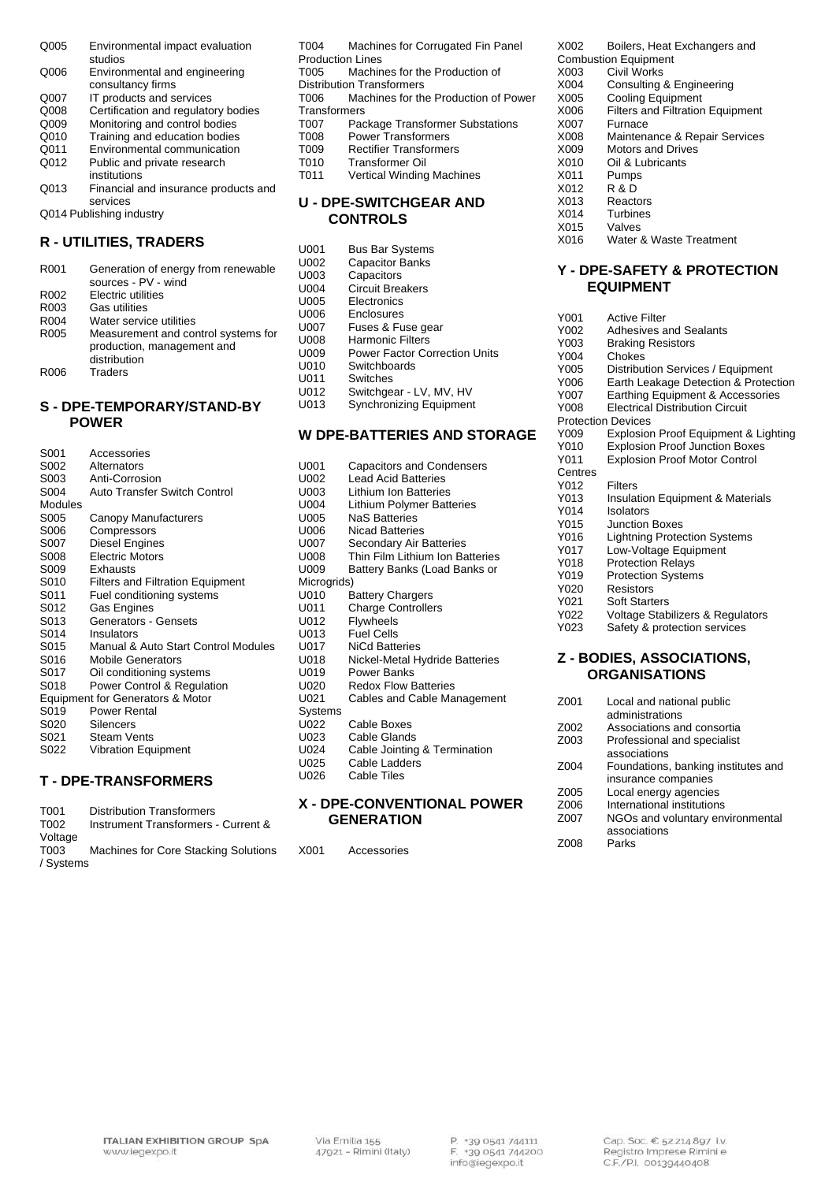Q005 Environmental impact evaluation studios
Q006 Environmental and engineering consultancy firms
Q007 IT products and services
Q008 Certification and regulatory bodies
Q009 Monitoring and control bodies
Q010 Training and education bodies
Q011 Environmental communication
Q012 Public and private research institutions
Q013 Financial and insurance products and services
Q014 Publishing industry

## R - UTILITIES, TRADERS

R001 Generation of energy from renewable sources - PV - wind
R002 Electric utilities
R003 Gas utilities
R004 Water service utilities
R005 Measurement and control systems for production, management and distribution
R006 Traders

## S - DPE-TEMPORARY/STAND-BY POWER

S001 Accessories
S002 Alternators
S003 Anti-Corrosion
S004 Auto Transfer Switch Control Modules
S005 Canopy Manufacturers
S006 Compressors
S007 Diesel Engines
S008 Electric Motors
S009 Exhausts
S010 Filters and Filtration Equipment
S011 Fuel conditioning systems
S012 Gas Engines
S013 Generators - Gensets
S014 Insulators
S015 Manual & Auto Start Control Modules
S016 Mobile Generators
S017 Oil conditioning systems
S018 Power Control & Regulation Equipment for Generators & Motor
S019 Power Rental
S020 Silencers
S021 Steam Vents
S022 Vibration Equipment

## T - DPE-TRANSFORMERS

T001 Distribution Transformers
T002 Instrument Transformers - Current & Voltage
T003 Machines for Core Stacking Solutions / Systems
T004 Machines for Corrugated Fin Panel Production Lines
T005 Machines for the Production of Distribution Transformers
T006 Machines for the Production of Power Transformers
T007 Package Transformer Substations
T008 Power Transformers
T009 Rectifier Transformers
T010 Transformer Oil
T011 Vertical Winding Machines

## U - DPE-SWITCHGEAR AND CONTROLS

U001 Bus Bar Systems
U002 Capacitor Banks
U003 Capacitors
U004 Circuit Breakers
U005 Electronics
U006 Enclosures
U007 Fuses & Fuse gear
U008 Harmonic Filters
U009 Power Factor Correction Units
U010 Switchboards
U011 Switches
U012 Switchgear - LV, MV, HV
U013 Synchronizing Equipment

## W DPE-BATTERIES AND STORAGE

U001 Capacitors and Condensers
U002 Lead Acid Batteries
U003 Lithium Ion Batteries
U004 Lithium Polymer Batteries
U005 NaS Batteries
U006 Nicad Batteries
U007 Secondary Air Batteries
U008 Thin Film Lithium Ion Batteries
U009 Battery Banks (Load Banks or Microgrids)
U010 Battery Chargers
U011 Charge Controllers
U012 Flywheels
U013 Fuel Cells
U017 NiCd Batteries
U018 Nickel-Metal Hydride Batteries
U019 Power Banks
U020 Redox Flow Batteries
U021 Cables and Cable Management Systems
U022 Cable Boxes
U023 Cable Glands
U024 Cable Jointing & Termination
U025 Cable Ladders
U026 Cable Tiles

## X - DPE-CONVENTIONAL POWER GENERATION

X001 Accessories
X002 Boilers, Heat Exchangers and Combustion Equipment
X003 Civil Works
X004 Consulting & Engineering
X005 Cooling Equipment
X006 Filters and Filtration Equipment
X007 Furnace
X008 Maintenance & Repair Services
X009 Motors and Drives
X010 Oil & Lubricants
X011 Pumps
X012 R & D
X013 Reactors
X014 Turbines
X015 Valves
X016 Water & Waste Treatment

## Y - DPE-SAFETY & PROTECTION EQUIPMENT

Y001 Active Filter
Y002 Adhesives and Sealants
Y003 Braking Resistors
Y004 Chokes
Y005 Distribution Services / Equipment
Y006 Earth Leakage Detection & Protection
Y007 Earthing Equipment & Accessories
Y008 Electrical Distribution Circuit Protection Devices
Y009 Explosion Proof Equipment & Lighting
Y010 Explosion Proof Junction Boxes
Y011 Explosion Proof Motor Control Centres
Y012 Filters
Y013 Insulation Equipment & Materials
Y014 Isolators
Y015 Junction Boxes
Y016 Lightning Protection Systems
Y017 Low-Voltage Equipment
Y018 Protection Relays
Y019 Protection Systems
Y020 Resistors
Y021 Soft Starters
Y022 Voltage Stabilizers & Regulators
Y023 Safety & protection services

## Z - BODIES, ASSOCIATIONS, ORGANISATIONS

Z001 Local and national public administrations
Z002 Associations and consortia
Z003 Professional and specialist associations
Z004 Foundations, banking institutes and insurance companies
Z005 Local energy agencies
Z006 International institutions
Z007 NGOs and voluntary environmental associations
Z008 Parks